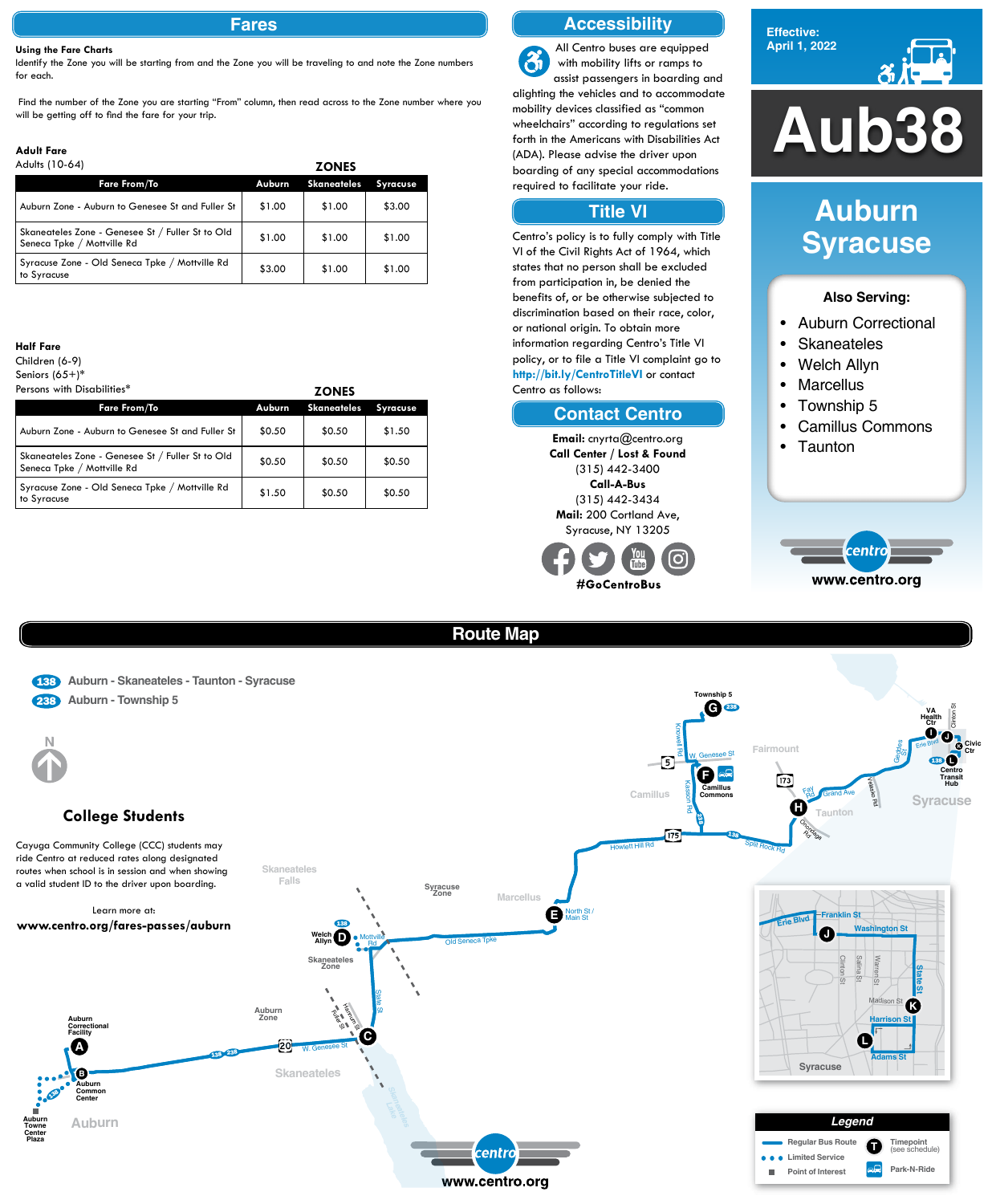## Fares

**Using the Fare Charts**

Identify the Zone you will be starting from and the Zone you will be traveling to and note the Zone numbers for each.

Find the number of the Zone you are starting "From" column, then read across to the Zone number where you will be getting off to find the fare for your trip.

**Adult Fare**

Adults (10-64)

| Fare From/To | Auburn | Skaneateles | Syracuse |
|---|---|---|---|
| Auburn Zone - Auburn to Genesee St and Fuller St | $1.00 | $1.00 | $3.00 |
| Skaneateles Zone - Genesee St / Fuller St to Old Seneca Tpke / Mottville Rd | $1.00 | $1.00 | $1.00 |
| Syracuse Zone - Old Seneca Tpke / Mottville Rd to Syracuse | $3.00 | $1.00 | $1.00 |

**Half Fare**

Children (6-9)
Seniors (65+)*
Persons with Disabilities*

| Fare From/To | Auburn | Skaneateles | Syracuse |
|---|---|---|---|
| Auburn Zone - Auburn to Genesee St and Fuller St | $0.50 | $0.50 | $1.50 |
| Skaneateles Zone - Genesee St / Fuller St to Old Seneca Tpke / Mottville Rd | $0.50 | $0.50 | $0.50 |
| Syracuse Zone - Old Seneca Tpke / Mottville Rd to Syracuse | $1.50 | $0.50 | $0.50 |

## Accessibility

All Centro buses are equipped with mobility lifts or ramps to assist passengers in boarding and alighting the vehicles and to accommodate mobility devices classified as "common wheelchairs" according to regulations set forth in the Americans with Disabilities Act (ADA). Please advise the driver upon boarding of any special accommodations required to facilitate your ride.

## Title VI

Centro's policy is to fully comply with Title VI of the Civil Rights Act of 1964, which states that no person shall be excluded from participation in, be denied the benefits of, or be otherwise subjected to discrimination based on their race, color, or national origin. To obtain more information regarding Centro's Title VI policy, or to file a Title VI complaint go to **http://bit.ly/CentroTitleVI** or contact Centro as follows:

## Contact Centro

**Email:** cnyrta@centro.org
**Call Center / Lost & Found**
(315) 442-3400
**Call-A-Bus**
(315) 442-3434
**Mail:** 200 Cortland Ave, Syracuse, NY 13205

**#GoCentroBus**

Effective: April 1, 2022

# Aub38

## Auburn Syracuse

**Also Serving:**

- Auburn Correctional
- Skaneateles
- Welch Allyn
- Marcellus
- Township 5
- Camillus Commons
- Taunton

www.centro.org

## Route Map

138 Auburn - Skaneateles - Taunton - Syracuse
238 Auburn - Township 5

### College Students

Cayuga Community College (CCC) students may ride Centro at reduced rates along designated routes when school is in session and when showing a valid student ID to the driver upon boarding.

Learn more at:
**www.centro.org/fares-passes/auburn**

Timepoints: A Auburn Correctional Facility; B Auburn Common Center; C W. Genesee St / Fuller St; D Welch Allyn; E North St / Main St; F Camillus Commons; G Township 5; H Taunton; I VA Health Ctr; J Erie Blvd / Washington St; K State St / Harrison St; L Centro Transit Hub

**Legend**

- Regular Bus Route
- Limited Service
- Point of Interest
- Timepoint (see schedule)
- Park-N-Ride

www.centro.org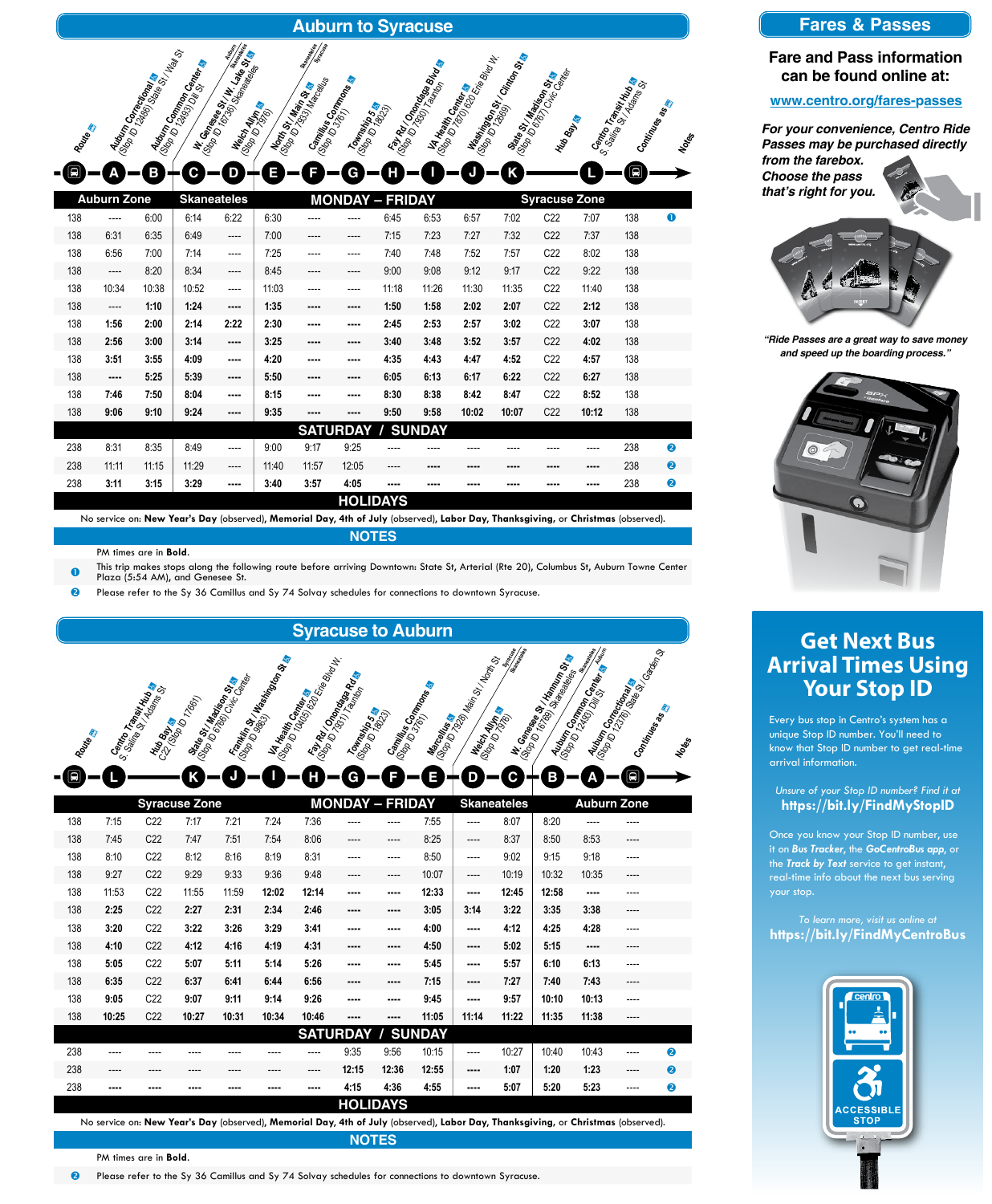## Auburn to Syracuse

| Route | A Auburn Correctional (Stop ID 12486) State St / Wall St | B Auburn Common Center (Stop ID 12493) Dill St | C W. Genesee St / W. Lake St (Stop ID 16736) Skaneateles | D Welch Allyn (Stop ID 7976) | E North St / Main St (Stop ID 7933) Marcellus | F Camillus Commons (Stop ID 3761) | G Township 5 (Stop ID 18023) | H Fay Rd / Onondaga Blvd (Stop ID 1930) Taunton | I VA Health Center (Stop ID 7870) 620 Erie Blvd W. | J Washington St / Clinton St (Stop ID 12669) | K State St / Madison St (Stop ID 6767) Civic Center | Hub Bay | L Centro Transit Hub S. Salina St / Adams St | Continues as | Notes |
|---|---|---|---|---|---|---|---|---|---|---|---|---|---|---|---|
| | **Auburn Zone** | | **Skaneateles** | | | | | **Syracuse Zone** | | | | | | | |
| **MONDAY – FRIDAY** | | | | | | | | | | | | | | | |
| 138 | ---- | 6:00 | 6:14 | 6:22 | 6:30 | ---- | ---- | 6:45 | 6:53 | 6:57 | 7:02 | C22 | 7:07 | 138 | 1 |
| 138 | 6:31 | 6:35 | 6:49 | ---- | 7:00 | ---- | ---- | 7:15 | 7:23 | 7:27 | 7:32 | C22 | 7:37 | 138 | |
| 138 | 6:56 | 7:00 | 7:14 | ---- | 7:25 | ---- | ---- | 7:40 | 7:48 | 7:52 | 7:57 | C22 | 8:02 | 138 | |
| 138 | ---- | 8:20 | 8:34 | ---- | 8:45 | ---- | ---- | 9:00 | 9:08 | 9:12 | 9:17 | C22 | 9:22 | 138 | |
| 138 | 10:34 | 10:38 | 10:52 | ---- | 11:03 | ---- | ---- | 11:18 | 11:26 | 11:30 | 11:35 | C22 | 11:40 | 138 | |
| 138 | ---- | **1:10** | **1:24** | ---- | **1:35** | ---- | ---- | **1:50** | **1:58** | **2:02** | **2:07** | C22 | **2:12** | 138 | |
| 138 | **1:56** | **2:00** | **2:14** | **2:22** | **2:30** | ---- | ---- | **2:45** | **2:53** | **2:57** | **3:02** | C22 | **3:07** | 138 | |
| 138 | **2:56** | **3:00** | **3:14** | ---- | **3:25** | ---- | ---- | **3:40** | **3:48** | **3:52** | **3:57** | C22 | **4:02** | 138 | |
| 138 | **3:51** | **3:55** | **4:09** | ---- | **4:20** | ---- | ---- | **4:35** | **4:43** | **4:47** | **4:52** | C22 | **4:57** | 138 | |
| 138 | ---- | **5:25** | **5:39** | ---- | **5:50** | ---- | ---- | **6:05** | **6:13** | **6:17** | **6:22** | C22 | **6:27** | 138 | |
| 138 | **7:46** | **7:50** | **8:04** | ---- | **8:15** | ---- | ---- | **8:30** | **8:38** | **8:42** | **8:47** | C22 | **8:52** | 138 | |
| 138 | **9:06** | **9:10** | **9:24** | ---- | **9:35** | ---- | ---- | **9:50** | **9:58** | **10:02** | **10:07** | C22 | **10:12** | 138 | |
| **SATURDAY / SUNDAY** | | | | | | | | | | | | | | | |
| 238 | 8:31 | 8:35 | 8:49 | ---- | 9:00 | 9:17 | 9:25 | ---- | ---- | ---- | ---- | ---- | ---- | 238 | 2 |
| 238 | 11:11 | 11:15 | 11:29 | ---- | 11:40 | 11:57 | 12:05 | ---- | ---- | ---- | ---- | ---- | ---- | 238 | 2 |
| 238 | **3:11** | **3:15** | **3:29** | ---- | **3:40** | **3:57** | **4:05** | ---- | ---- | ---- | ---- | ---- | ---- | 238 | 2 |

### HOLIDAYS

No service on: **New Year's Day** (observed), **Memorial Day**, **4th of July** (observed), **Labor Day**, **Thanksgiving**, or **Christmas** (observed).

### NOTES

PM times are in **Bold**.

1. This trip makes stops along the following route before arriving Downtown: State St, Arterial (Rte 20), Columbus St, Auburn Towne Center Plaza (5:54 AM), and Genesee St.
2. Please refer to the Sy 36 Camillus and Sy 74 Solvay schedules for connections to downtown Syracuse.

## Syracuse to Auburn

| Route | L Centro Transit Hub S. Salina St / Adams St | Hub Bay C22 (Stop ID 17661) | K State St / Madison St (Stop ID 6766) Civic Center | J Franklin St / Washington St (Stop ID 9863) | I VA Health Center (Stop ID 10405) 620 Erie Blvd W. | H Fay Rd / Onondaga Rd (Stop ID 1931) Taunton | G Township 5 (Stop ID 18023) | F Camillus Commons (Stop ID 3761) | E Marcellus (Stop ID 7928) Main St / North St | D Welch Allyn (Stop ID 7976) | C W. Genesee St / Hannum St (Stop ID 16789) Skaneateles | B Auburn Common Center (Stop ID 12493) Dill St | A Auburn Correctional (Stop ID 12376) State St / Garden St | Continues as | Notes |
|---|---|---|---|---|---|---|---|---|---|---|---|---|---|---|---|
| | **Syracuse Zone** | | | | | | | | | **Skaneateles** | | **Auburn Zone** | | | |
| **MONDAY – FRIDAY** | | | | | | | | | | | | | | | |
| 138 | 7:15 | C22 | 7:17 | 7:21 | 7:24 | 7:36 | ---- | ---- | 7:55 | ---- | 8:07 | 8:20 | ---- | ---- | |
| 138 | 7:45 | C22 | 7:47 | 7:51 | 7:54 | 8:06 | ---- | ---- | 8:25 | ---- | 8:37 | 8:50 | 8:53 | ---- | |
| 138 | 8:10 | C22 | 8:12 | 8:16 | 8:19 | 8:31 | ---- | ---- | 8:50 | ---- | 9:02 | 9:15 | 9:18 | ---- | |
| 138 | 9:27 | C22 | 9:29 | 9:33 | 9:36 | 9:48 | ---- | ---- | 10:07 | ---- | 10:19 | 10:32 | 10:35 | ---- | |
| 138 | 11:53 | C22 | 11:55 | 11:59 | **12:02** | **12:14** | ---- | ---- | **12:33** | ---- | **12:45** | **12:58** | ---- | ---- | |
| 138 | **2:25** | C22 | **2:27** | **2:31** | **2:34** | **2:46** | ---- | ---- | **3:05** | **3:14** | **3:22** | **3:35** | **3:38** | ---- | |
| 138 | **3:20** | C22 | **3:22** | **3:26** | **3:29** | **3:41** | ---- | ---- | **4:00** | ---- | **4:12** | **4:25** | **4:28** | ---- | |
| 138 | **4:10** | C22 | **4:12** | **4:16** | **4:19** | **4:31** | ---- | ---- | **4:50** | ---- | **5:02** | **5:15** | ---- | ---- | |
| 138 | **5:05** | C22 | **5:07** | **5:11** | **5:14** | **5:26** | ---- | ---- | **5:45** | ---- | **5:57** | **6:10** | **6:13** | ---- | |
| 138 | **6:35** | C22 | **6:37** | **6:41** | **6:44** | **6:56** | ---- | ---- | **7:15** | ---- | **7:27** | **7:40** | **7:43** | ---- | |
| 138 | **9:05** | C22 | **9:07** | **9:11** | **9:14** | **9:26** | ---- | ---- | **9:45** | ---- | **9:57** | **10:10** | **10:13** | ---- | |
| 138 | **10:25** | C22 | **10:27** | **10:31** | **10:34** | **10:46** | ---- | ---- | **11:05** | **11:14** | **11:22** | **11:35** | **11:38** | ---- | |
| **SATURDAY / SUNDAY** | | | | | | | | | | | | | | | |
| 238 | ---- | ---- | ---- | ---- | ---- | ---- | 9:35 | 9:56 | 10:15 | ---- | 10:27 | 10:40 | 10:43 | ---- | 2 |
| 238 | ---- | ---- | ---- | ---- | ---- | ---- | **12:15** | **12:36** | **12:55** | ---- | **1:07** | **1:20** | **1:23** | ---- | 2 |
| 238 | ---- | ---- | ---- | ---- | ---- | ---- | **4:15** | **4:36** | **4:55** | ---- | **5:07** | **5:20** | **5:23** | ---- | 2 |

### HOLIDAYS

No service on: **New Year's Day** (observed), **Memorial Day**, **4th of July** (observed), **Labor Day**, **Thanksgiving**, or **Christmas** (observed).

### NOTES

PM times are in **Bold**.

2. Please refer to the Sy 36 Camillus and Sy 74 Solvay schedules for connections to downtown Syracuse.

## Fares & Passes

**Fare and Pass information can be found online at:**

www.centro.org/fares-passes

***For your convenience, Centro Ride Passes may be purchased directly from the farebox. Choose the pass that's right for you.***

***"Ride Passes are a great way to save money and speed up the boarding process."***

## Get Next Bus Arrival Times Using Your Stop ID

Every bus stop in Centro's system has a unique Stop ID number. You'll need to know that Stop ID number to get real-time arrival information.

*Unsure of your Stop ID number? Find it at*
**https://bit.ly/FindMyStopID**

Once you know your Stop ID number, use it on ***Bus Tracker***, the ***GoCentroBus app***, or the ***Track by Text*** service to get instant, real-time info about the next bus serving your stop.

*To learn more, visit us online at*
**https://bit.ly/FindMyCentroBus**

centro

ACCESSIBLE STOP